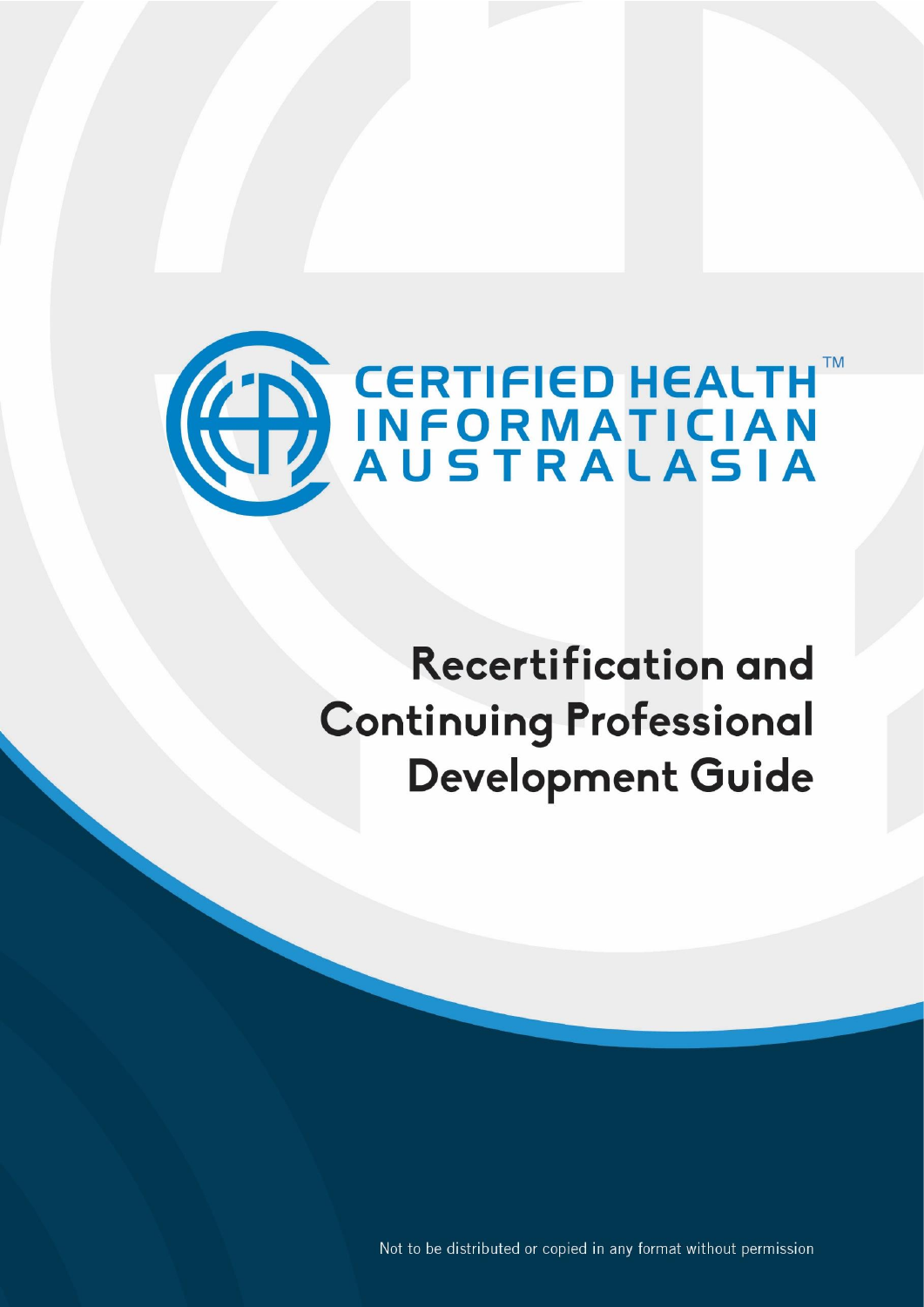CERTIFIED HEALTH™ INFORMATICIAN AUSTRALASIA

# Recertification and Continuing Professional Development Guide

Not to be distributed or copied in any format without permission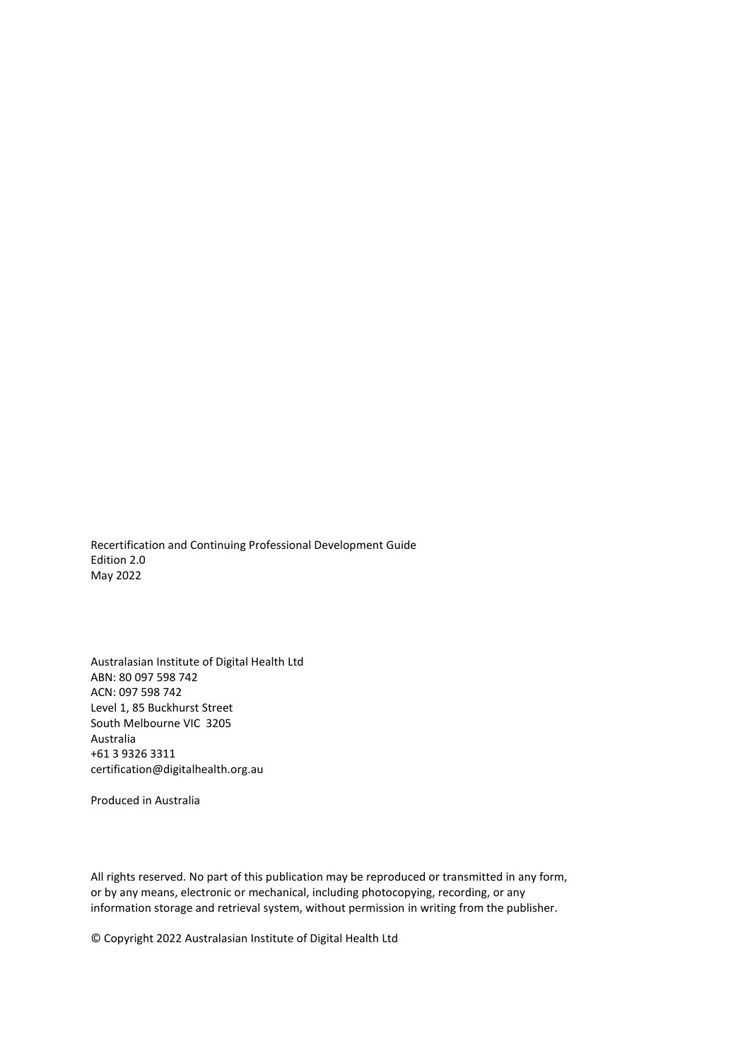Recertification and Continuing Professional Development Guide
Edition 2.0
May 2022

Australasian Institute of Digital Health Ltd
ABN: 80 097 598 742
ACN: 097 598 742
Level 1, 85 Buckhurst Street
South Melbourne VIC 3205
Australia
+61 3 9326 3311
certification@digitalhealth.org.au

Produced in Australia

All rights reserved. No part of this publication may be reproduced or transmitted in any form, or by any means, electronic or mechanical, including photocopying, recording, or any information storage and retrieval system, without permission in writing from the publisher.

© Copyright 2022 Australasian Institute of Digital Health Ltd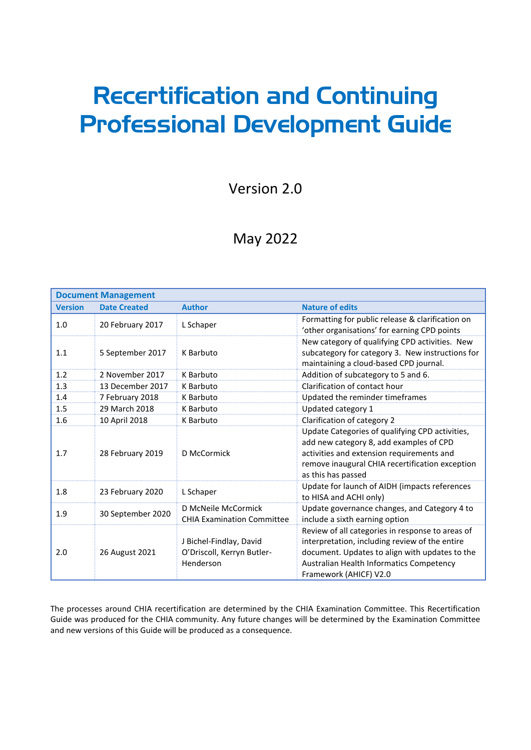# Recertification and Continuing Professional Development Guide

Version 2.0

May 2022

| Document Management | | | |
|---|---|---|---|
| **Version** | **Date Created** | **Author** | **Nature of edits** |
| 1.0 | 20 February 2017 | L Schaper | Formatting for public release & clarification on 'other organisations' for earning CPD points |
| 1.1 | 5 September 2017 | K Barbuto | New category of qualifying CPD activities. New subcategory for category 3. New instructions for maintaining a cloud-based CPD journal. |
| 1.2 | 2 November 2017 | K Barbuto | Addition of subcategory to 5 and 6. |
| 1.3 | 13 December 2017 | K Barbuto | Clarification of contact hour |
| 1.4 | 7 February 2018 | K Barbuto | Updated the reminder timeframes |
| 1.5 | 29 March 2018 | K Barbuto | Updated category 1 |
| 1.6 | 10 April 2018 | K Barbuto | Clarification of category 2 |
| 1.7 | 28 February 2019 | D McCormick | Update Categories of qualifying CPD activities, add new category 8, add examples of CPD activities and extension requirements and remove inaugural CHIA recertification exception as this has passed |
| 1.8 | 23 February 2020 | L Schaper | Update for launch of AIDH (impacts references to HISA and ACHI only) |
| 1.9 | 30 September 2020 | D McNeile McCormick<br>CHIA Examination Committee | Update governance changes, and Category 4 to include a sixth earning option |
| 2.0 | 26 August 2021 | J Bichel-Findlay, David O'Driscoll, Kerryn Butler-Henderson | Review of all categories in response to areas of interpretation, including review of the entire document. Updates to align with updates to the Australian Health Informatics Competency Framework (AHICF) V2.0 |

The processes around CHIA recertification are determined by the CHIA Examination Committee. This Recertification Guide was produced for the CHIA community. Any future changes will be determined by the Examination Committee and new versions of this Guide will be produced as a consequence.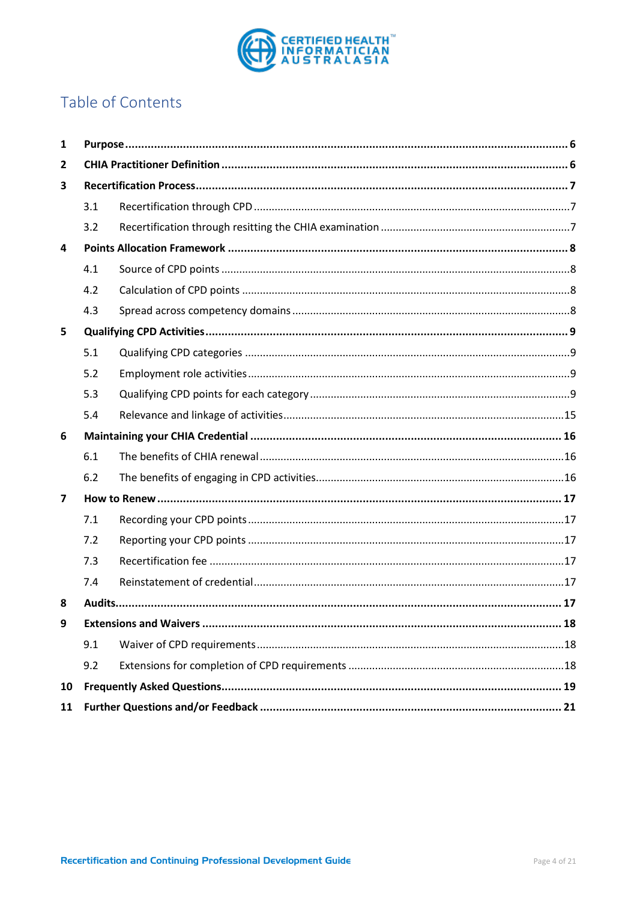# Table of Contents

| | | |
|---|---|---|
| **1** | **Purpose** | **6** |
| **2** | **CHIA Practitioner Definition** | **6** |
| **3** | **Recertification Process** | **7** |
| 3.1 | Recertification through CPD | 7 |
| 3.2 | Recertification through resitting the CHIA examination | 7 |
| **4** | **Points Allocation Framework** | **8** |
| 4.1 | Source of CPD points | 8 |
| 4.2 | Calculation of CPD points | 8 |
| 4.3 | Spread across competency domains | 8 |
| **5** | **Qualifying CPD Activities** | **9** |
| 5.1 | Qualifying CPD categories | 9 |
| 5.2 | Employment role activities | 9 |
| 5.3 | Qualifying CPD points for each category | 9 |
| 5.4 | Relevance and linkage of activities | 15 |
| **6** | **Maintaining your CHIA Credential** | **16** |
| 6.1 | The benefits of CHIA renewal | 16 |
| 6.2 | The benefits of engaging in CPD activities | 16 |
| **7** | **How to Renew** | **17** |
| 7.1 | Recording your CPD points | 17 |
| 7.2 | Reporting your CPD points | 17 |
| 7.3 | Recertification fee | 17 |
| 7.4 | Reinstatement of credential | 17 |
| **8** | **Audits** | **17** |
| **9** | **Extensions and Waivers** | **18** |
| 9.1 | Waiver of CPD requirements | 18 |
| 9.2 | Extensions for completion of CPD requirements | 18 |
| **10** | **Frequently Asked Questions** | **19** |
| **11** | **Further Questions and/or Feedback** | **21** |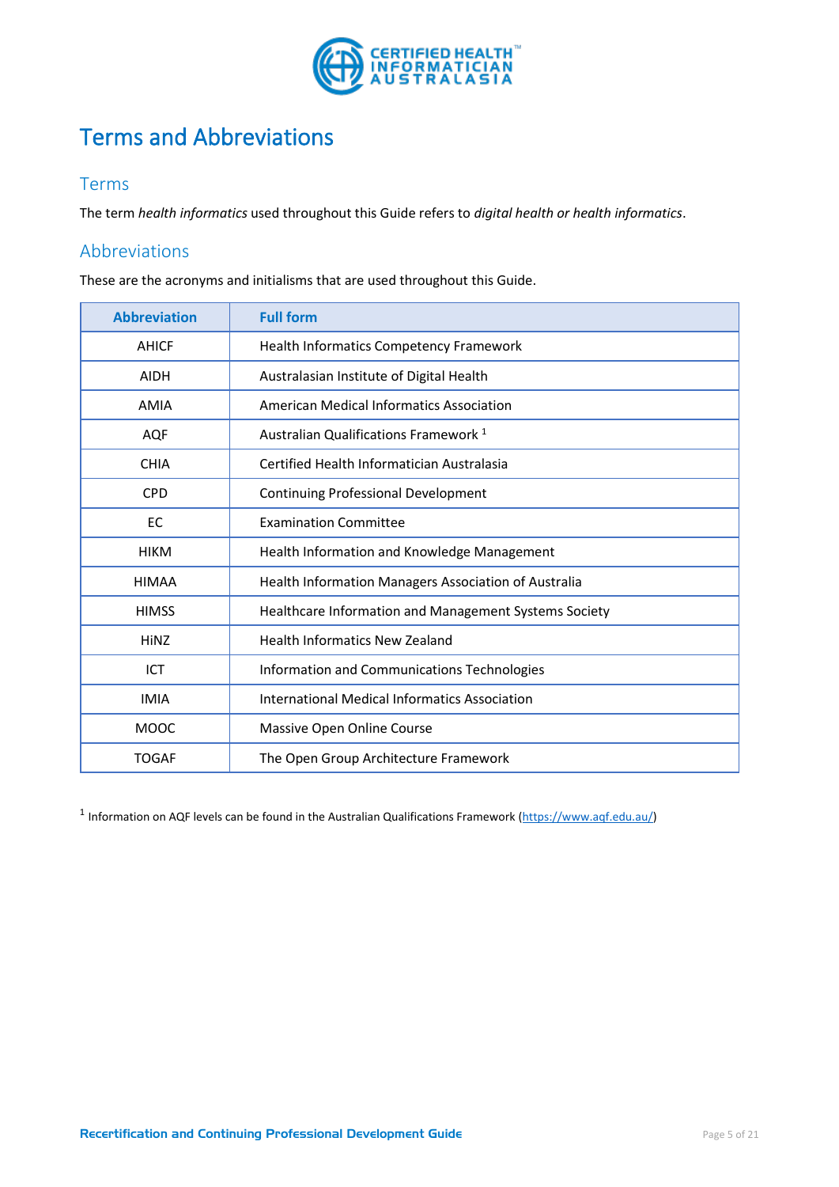# Terms and Abbreviations

## Terms

The term *health informatics* used throughout this Guide refers to *digital health or health informatics*.

## Abbreviations

These are the acronyms and initialisms that are used throughout this Guide.

| Abbreviation | Full form |
|---|---|
| AHICF | Health Informatics Competency Framework |
| AIDH | Australasian Institute of Digital Health |
| AMIA | American Medical Informatics Association |
| AQF | Australian Qualifications Framework [1] |
| CHIA | Certified Health Informatician Australasia |
| CPD | Continuing Professional Development |
| EC | Examination Committee |
| HIKM | Health Information and Knowledge Management |
| HIMAA | Health Information Managers Association of Australia |
| HIMSS | Healthcare Information and Management Systems Society |
| HiNZ | Health Informatics New Zealand |
| ICT | Information and Communications Technologies |
| IMIA | International Medical Informatics Association |
| MOOC | Massive Open Online Course |
| TOGAF | The Open Group Architecture Framework |

[1] Information on AQF levels can be found in the Australian Qualifications Framework (https://www.aqf.edu.au/)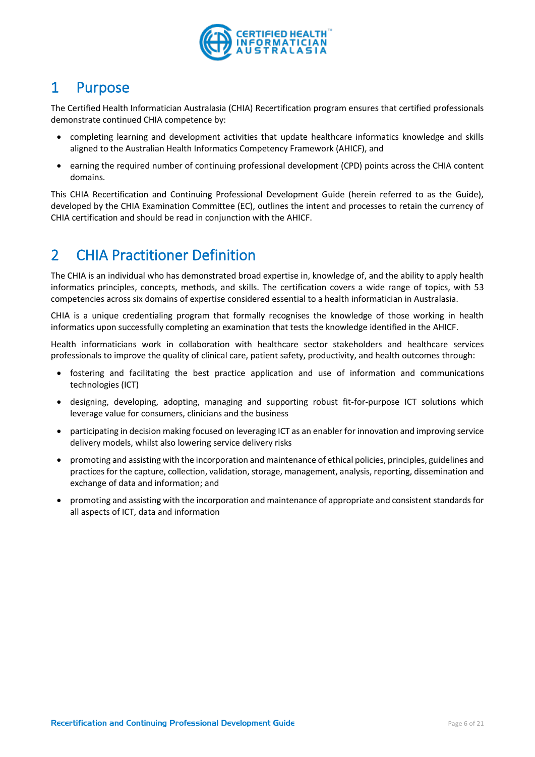# 1 Purpose

The Certified Health Informatician Australasia (CHIA) Recertification program ensures that certified professionals demonstrate continued CHIA competence by:

- completing learning and development activities that update healthcare informatics knowledge and skills aligned to the Australian Health Informatics Competency Framework (AHICF), and
- earning the required number of continuing professional development (CPD) points across the CHIA content domains.

This CHIA Recertification and Continuing Professional Development Guide (herein referred to as the Guide), developed by the CHIA Examination Committee (EC), outlines the intent and processes to retain the currency of CHIA certification and should be read in conjunction with the AHICF.

# 2 CHIA Practitioner Definition

The CHIA is an individual who has demonstrated broad expertise in, knowledge of, and the ability to apply health informatics principles, concepts, methods, and skills. The certification covers a wide range of topics, with 53 competencies across six domains of expertise considered essential to a health informatician in Australasia.

CHIA is a unique credentialing program that formally recognises the knowledge of those working in health informatics upon successfully completing an examination that tests the knowledge identified in the AHICF.

Health informaticians work in collaboration with healthcare sector stakeholders and healthcare services professionals to improve the quality of clinical care, patient safety, productivity, and health outcomes through:

- fostering and facilitating the best practice application and use of information and communications technologies (ICT)
- designing, developing, adopting, managing and supporting robust fit-for-purpose ICT solutions which leverage value for consumers, clinicians and the business
- participating in decision making focused on leveraging ICT as an enabler for innovation and improving service delivery models, whilst also lowering service delivery risks
- promoting and assisting with the incorporation and maintenance of ethical policies, principles, guidelines and practices for the capture, collection, validation, storage, management, analysis, reporting, dissemination and exchange of data and information; and
- promoting and assisting with the incorporation and maintenance of appropriate and consistent standards for all aspects of ICT, data and information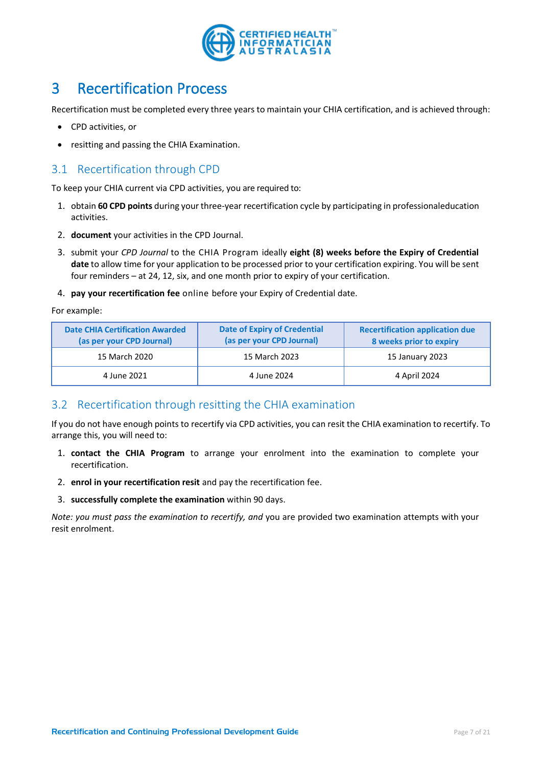# 3 Recertification Process

Recertification must be completed every three years to maintain your CHIA certification, and is achieved through:

- CPD activities, or
- resitting and passing the CHIA Examination.

## 3.1 Recertification through CPD

To keep your CHIA current via CPD activities, you are required to:

1. obtain **60 CPD points** during your three-year recertification cycle by participating in professionaleducation activities.
2. **document** your activities in the CPD Journal.
3. submit your *CPD Journal* to the CHIA Program ideally **eight (8) weeks before the Expiry of Credential date** to allow time for your application to be processed prior to your certification expiring. You will be sent four reminders – at 24, 12, six, and one month prior to expiry of your certification.
4. **pay your recertification fee** online before your Expiry of Credential date.

For example:

| Date CHIA Certification Awarded (as per your CPD Journal) | Date of Expiry of Credential (as per your CPD Journal) | Recertification application due 8 weeks prior to expiry |
|---|---|---|
| 15 March 2020 | 15 March 2023 | 15 January 2023 |
| 4 June 2021 | 4 June 2024 | 4 April 2024 |

## 3.2 Recertification through resitting the CHIA examination

If you do not have enough points to recertify via CPD activities, you can resit the CHIA examination to recertify. To arrange this, you will need to:

1. **contact the CHIA Program** to arrange your enrolment into the examination to complete your recertification.
2. **enrol in your recertification resit** and pay the recertification fee.
3. **successfully complete the examination** within 90 days.

*Note: you must pass the examination to recertify, and* you are provided two examination attempts with your resit enrolment.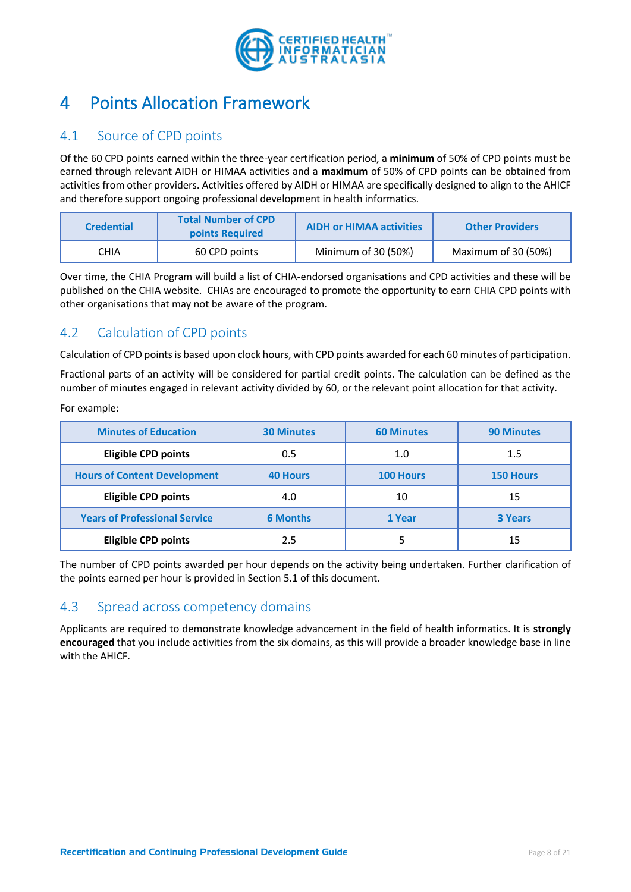# 4 Points Allocation Framework

## 4.1 Source of CPD points

Of the 60 CPD points earned within the three-year certification period, a **minimum** of 50% of CPD points must be earned through relevant AIDH or HIMAA activities and a **maximum** of 50% of CPD points can be obtained from activities from other providers. Activities offered by AIDH or HIMAA are specifically designed to align to the AHICF and therefore support ongoing professional development in health informatics.

| Credential | Total Number of CPD points Required | AIDH or HIMAA activities | Other Providers |
|---|---|---|---|
| CHIA | 60 CPD points | Minimum of 30 (50%) | Maximum of 30 (50%) |

Over time, the CHIA Program will build a list of CHIA-endorsed organisations and CPD activities and these will be published on the CHIA website. CHIAs are encouraged to promote the opportunity to earn CHIA CPD points with other organisations that may not be aware of the program.

## 4.2 Calculation of CPD points

Calculation of CPD points is based upon clock hours, with CPD points awarded for each 60 minutes of participation.

Fractional parts of an activity will be considered for partial credit points. The calculation can be defined as the number of minutes engaged in relevant activity divided by 60, or the relevant point allocation for that activity.

For example:

| Minutes of Education | 30 Minutes | 60 Minutes | 90 Minutes |
|---|---|---|---|
| **Eligible CPD points** | 0.5 | 1.0 | 1.5 |
| **Hours of Content Development** | **40 Hours** | **100 Hours** | **150 Hours** |
| **Eligible CPD points** | 4.0 | 10 | 15 |
| **Years of Professional Service** | **6 Months** | **1 Year** | **3 Years** |
| **Eligible CPD points** | 2.5 | 5 | 15 |

The number of CPD points awarded per hour depends on the activity being undertaken. Further clarification of the points earned per hour is provided in Section 5.1 of this document.

## 4.3 Spread across competency domains

Applicants are required to demonstrate knowledge advancement in the field of health informatics. It is **strongly encouraged** that you include activities from the six domains, as this will provide a broader knowledge base in line with the AHICF.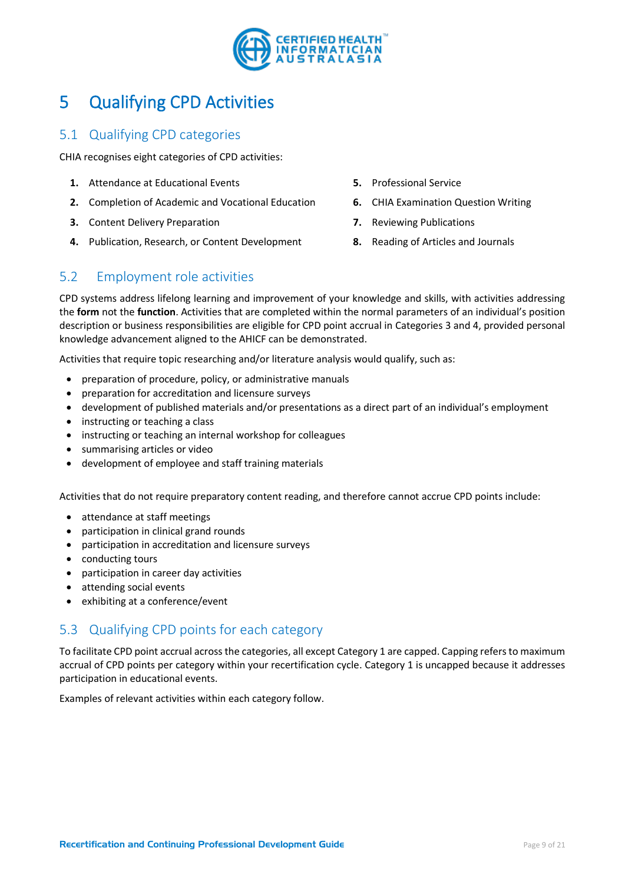# 5 Qualifying CPD Activities

## 5.1 Qualifying CPD categories

CHIA recognises eight categories of CPD activities:

1. Attendance at Educational Events
2. Completion of Academic and Vocational Education
3. Content Delivery Preparation
4. Publication, Research, or Content Development
5. Professional Service
6. CHIA Examination Question Writing
7. Reviewing Publications
8. Reading of Articles and Journals

## 5.2 Employment role activities

CPD systems address lifelong learning and improvement of your knowledge and skills, with activities addressing the **form** not the **function**. Activities that are completed within the normal parameters of an individual's position description or business responsibilities are eligible for CPD point accrual in Categories 3 and 4, provided personal knowledge advancement aligned to the AHICF can be demonstrated.

Activities that require topic researching and/or literature analysis would qualify, such as:

- preparation of procedure, policy, or administrative manuals
- preparation for accreditation and licensure surveys
- development of published materials and/or presentations as a direct part of an individual's employment
- instructing or teaching a class
- instructing or teaching an internal workshop for colleagues
- summarising articles or video
- development of employee and staff training materials

Activities that do not require preparatory content reading, and therefore cannot accrue CPD points include:

- attendance at staff meetings
- participation in clinical grand rounds
- participation in accreditation and licensure surveys
- conducting tours
- participation in career day activities
- attending social events
- exhibiting at a conference/event

## 5.3 Qualifying CPD points for each category

To facilitate CPD point accrual across the categories, all except Category 1 are capped. Capping refers to maximum accrual of CPD points per category within your recertification cycle. Category 1 is uncapped because it addresses participation in educational events.

Examples of relevant activities within each category follow.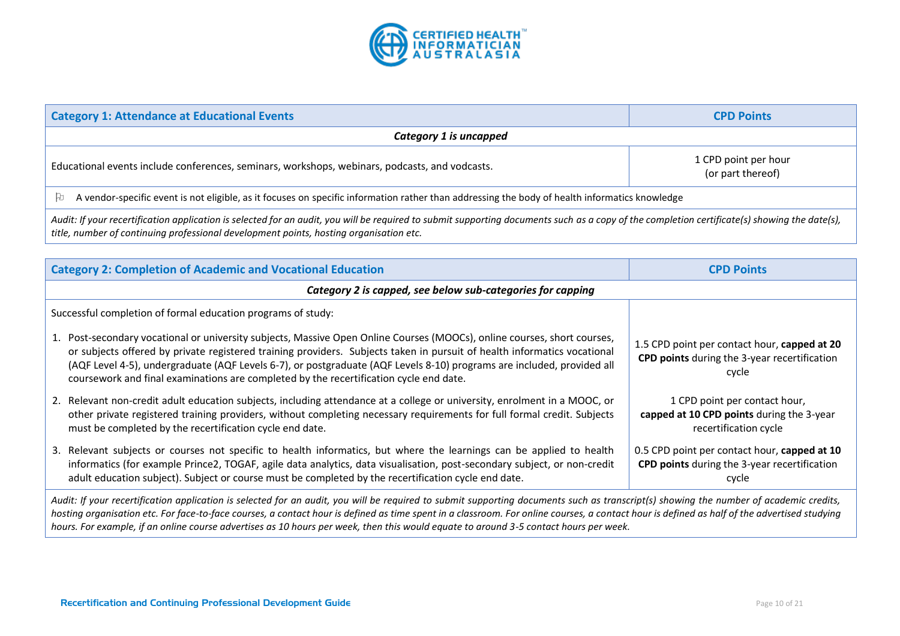| Category 1: Attendance at Educational Events | CPD Points |
| --- | --- |
| ***Category 1 is uncapped*** | |
| Educational events include conferences, seminars, workshops, webinars, podcasts, and vodcasts. | 1 CPD point per hour (or part thereof) |
| A vendor-specific event is not eligible, as it focuses on specific information rather than addressing the body of health informatics knowledge | |
| *Audit: If your recertification application is selected for an audit, you will be required to submit supporting documents such as a copy of the completion certificate(s) showing the date(s), title, number of continuing professional development points, hosting organisation etc.* | |

| Category 2: Completion of Academic and Vocational Education | CPD Points |
| --- | --- |
| ***Category 2 is capped, see below sub-categories for capping*** | |
| Successful completion of formal education programs of study: | |
| 1. Post-secondary vocational or university subjects, Massive Open Online Courses (MOOCs), online courses, short courses, or subjects offered by private registered training providers. Subjects taken in pursuit of health informatics vocational (AQF Level 4-5), undergraduate (AQF Levels 6-7), or postgraduate (AQF Levels 8-10) programs are included, provided all coursework and final examinations are completed by the recertification cycle end date. | 1.5 CPD point per contact hour, **capped at 20 CPD points** during the 3-year recertification cycle |
| 2. Relevant non-credit adult education subjects, including attendance at a college or university, enrolment in a MOOC, or other private registered training providers, without completing necessary requirements for full formal credit. Subjects must be completed by the recertification cycle end date. | 1 CPD point per contact hour, **capped at 10 CPD points** during the 3-year recertification cycle |
| 3. Relevant subjects or courses not specific to health informatics, but where the learnings can be applied to health informatics (for example Prince2, TOGAF, agile data analytics, data visualisation, post-secondary subject, or non-credit adult education subject). Subject or course must be completed by the recertification cycle end date. | 0.5 CPD point per contact hour, **capped at 10 CPD points** during the 3-year recertification cycle |
| *Audit: If your recertification application is selected for an audit, you will be required to submit supporting documents such as transcript(s) showing the number of academic credits, hosting organisation etc. For face-to-face courses, a contact hour is defined as time spent in a classroom. For online courses, a contact hour is defined as half of the advertised studying hours. For example, if an online course advertises as 10 hours per week, then this would equate to around 3-5 contact hours per week.* | |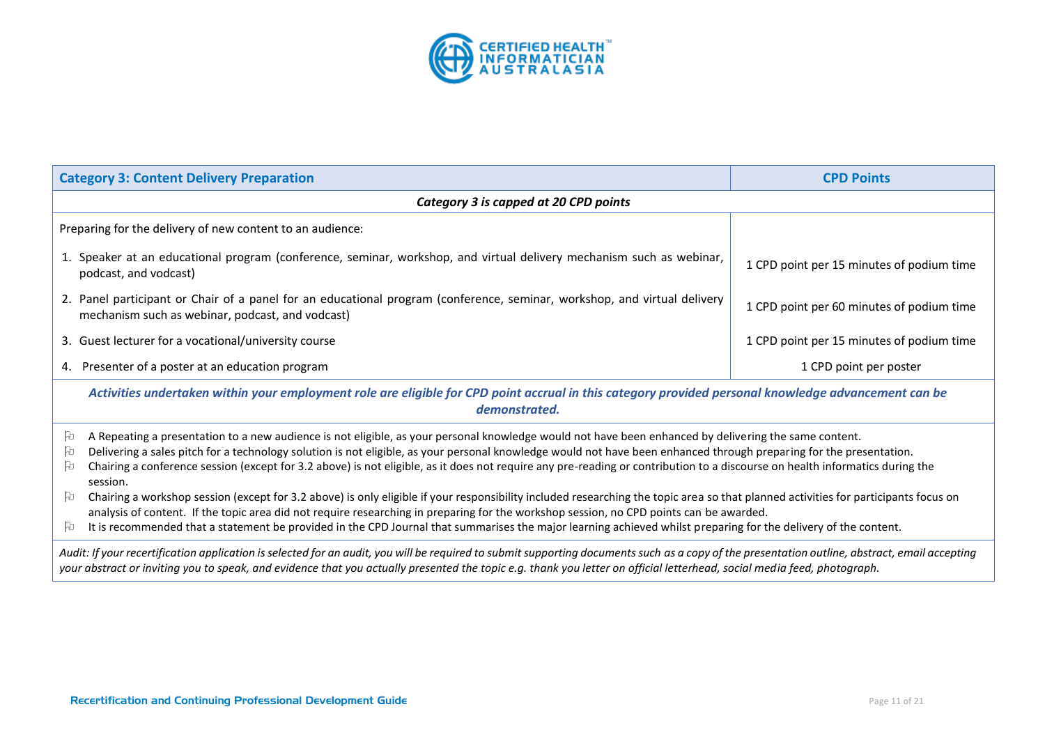| Category 3: Content Delivery Preparation | CPD Points |
|---|---|
| ***Category 3 is capped at 20 CPD points*** | |
| Preparing for the delivery of new content to an audience: | |
| 1. Speaker at an educational program (conference, seminar, workshop, and virtual delivery mechanism such as webinar, podcast, and vodcast) | 1 CPD point per 15 minutes of podium time |
| 2. Panel participant or Chair of a panel for an educational program (conference, seminar, workshop, and virtual delivery mechanism such as webinar, podcast, and vodcast) | 1 CPD point per 60 minutes of podium time |
| 3. Guest lecturer for a vocational/university course | 1 CPD point per 15 minutes of podium time |
| 4. Presenter of a poster at an education program | 1 CPD point per poster |

***Activities undertaken within your employment role are eligible for CPD point accrual in this category provided personal knowledge advancement can be demonstrated.***

- A Repeating a presentation to a new audience is not eligible, as your personal knowledge would not have been enhanced by delivering the same content.
- Delivering a sales pitch for a technology solution is not eligible, as your personal knowledge would not have been enhanced through preparing for the presentation.
- Chairing a conference session (except for 3.2 above) is not eligible, as it does not require any pre-reading or contribution to a discourse on health informatics during the session.
- Chairing a workshop session (except for 3.2 above) is only eligible if your responsibility included researching the topic area so that planned activities for participants focus on analysis of content. If the topic area did not require researching in preparing for the workshop session, no CPD points can be awarded.
- It is recommended that a statement be provided in the CPD Journal that summarises the major learning achieved whilst preparing for the delivery of the content.

*Audit: If your recertification application is selected for an audit, you will be required to submit supporting documents such as a copy of the presentation outline, abstract, email accepting your abstract or inviting you to speak, and evidence that you actually presented the topic e.g. thank you letter on official letterhead, social media feed, photograph.*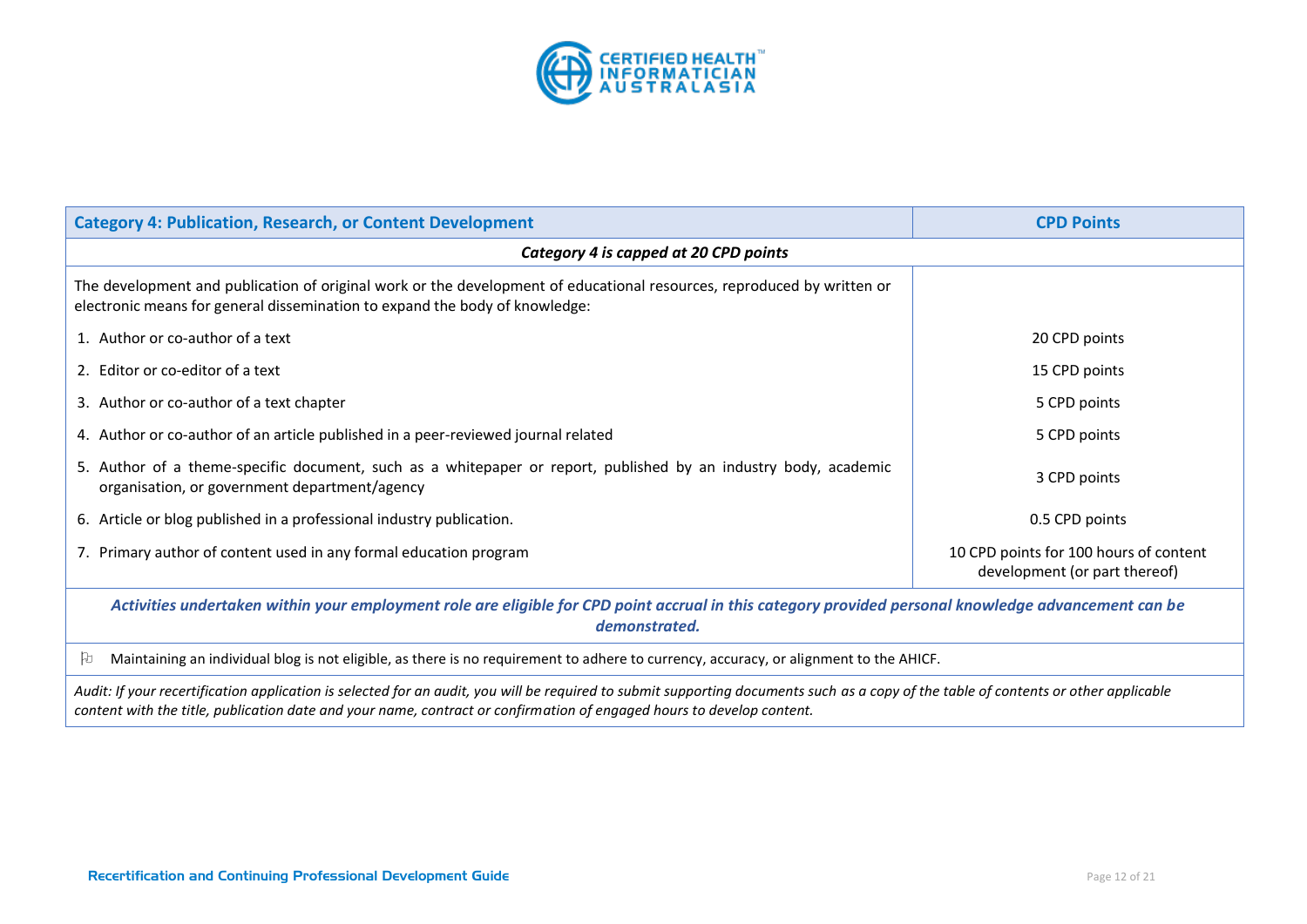| Category 4: Publication, Research, or Content Development | CPD Points |
|---|---|
| ***Category 4 is capped at 20 CPD points*** | |
| The development and publication of original work or the development of educational resources, reproduced by written or electronic means for general dissemination to expand the body of knowledge: | |
| 1. Author or co-author of a text | 20 CPD points |
| 2. Editor or co-editor of a text | 15 CPD points |
| 3. Author or co-author of a text chapter | 5 CPD points |
| 4. Author or co-author of an article published in a peer-reviewed journal related | 5 CPD points |
| 5. Author of a theme-specific document, such as a whitepaper or report, published by an industry body, academic organisation, or government department/agency | 3 CPD points |
| 6. Article or blog published in a professional industry publication. | 0.5 CPD points |
| 7. Primary author of content used in any formal education program | 10 CPD points for 100 hours of content development (or part thereof) |

***Activities undertaken within your employment role are eligible for CPD point accrual in this category provided personal knowledge advancement can be demonstrated.***

- Maintaining an individual blog is not eligible, as there is no requirement to adhere to currency, accuracy, or alignment to the AHICF.

*Audit: If your recertification application is selected for an audit, you will be required to submit supporting documents such as a copy of the table of contents or other applicable content with the title, publication date and your name, contract or confirmation of engaged hours to develop content.*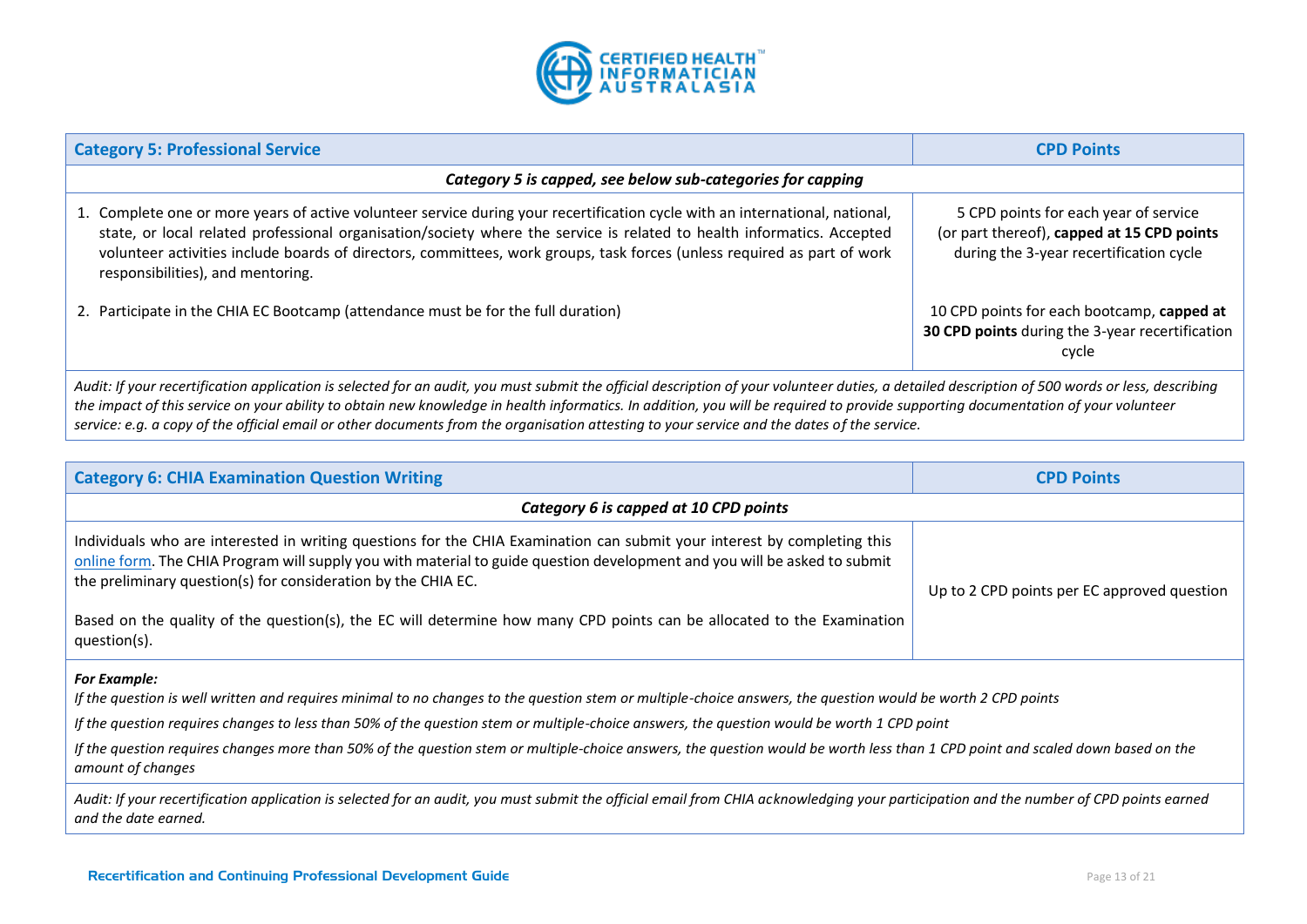| Category 5: Professional Service | CPD Points |
|---|---|
| ***Category 5 is capped, see below sub-categories for capping*** | |
| 1. Complete one or more years of active volunteer service during your recertification cycle with an international, national, state, or local related professional organisation/society where the service is related to health informatics. Accepted volunteer activities include boards of directors, committees, work groups, task forces (unless required as part of work responsibilities), and mentoring. | 5 CPD points for each year of service (or part thereof), **capped at 15 CPD points** during the 3-year recertification cycle |
| 2. Participate in the CHIA EC Bootcamp (attendance must be for the full duration) | 10 CPD points for each bootcamp, **capped at 30 CPD points** during the 3-year recertification cycle |
| *Audit: If your recertification application is selected for an audit, you must submit the official description of your volunteer duties, a detailed description of 500 words or less, describing the impact of this service on your ability to obtain new knowledge in health informatics. In addition, you will be required to provide supporting documentation of your volunteer service: e.g. a copy of the official email or other documents from the organisation attesting to your service and the dates of the service.* | |

| Category 6: CHIA Examination Question Writing | CPD Points |
|---|---|
| ***Category 6 is capped at 10 CPD points*** | |
| Individuals who are interested in writing questions for the CHIA Examination can submit your interest by completing this online form. The CHIA Program will supply you with material to guide question development and you will be asked to submit the preliminary question(s) for consideration by the CHIA EC.<br><br>Based on the quality of the question(s), the EC will determine how many CPD points can be allocated to the Examination question(s). | Up to 2 CPD points per EC approved question |
| ***For Example:***<br>*If the question is well written and requires minimal to no changes to the question stem or multiple-choice answers, the question would be worth 2 CPD points*<br>*If the question requires changes to less than 50% of the question stem or multiple-choice answers, the question would be worth 1 CPD point*<br>*If the question requires changes more than 50% of the question stem or multiple-choice answers, the question would be worth less than 1 CPD point and scaled down based on the amount of changes* | |
| *Audit: If your recertification application is selected for an audit, you must submit the official email from CHIA acknowledging your participation and the number of CPD points earned and the date earned.* | |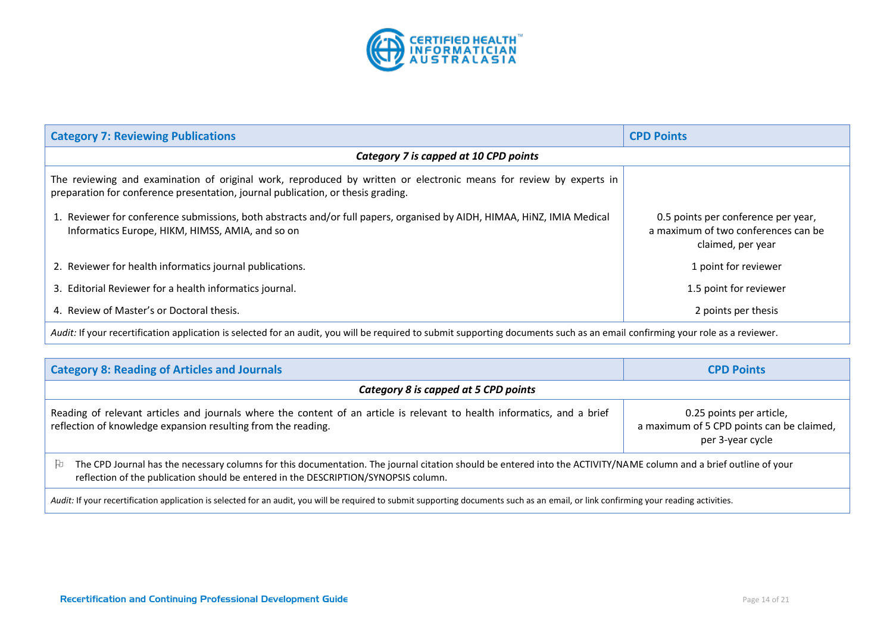| Category 7: Reviewing Publications | CPD Points |
|---|---|
| ***Category 7 is capped at 10 CPD points*** | |
| The reviewing and examination of original work, reproduced by written or electronic means for review by experts in preparation for conference presentation, journal publication, or thesis grading. | |
| 1. Reviewer for conference submissions, both abstracts and/or full papers, organised by AIDH, HIMAA, HiNZ, IMIA Medical Informatics Europe, HIKM, HIMSS, AMIA, and so on | 0.5 points per conference per year, a maximum of two conferences can be claimed, per year |
| 2. Reviewer for health informatics journal publications. | 1 point for reviewer |
| 3. Editorial Reviewer for a health informatics journal. | 1.5 point for reviewer |
| 4. Review of Master's or Doctoral thesis. | 2 points per thesis |
| *Audit:* If your recertification application is selected for an audit, you will be required to submit supporting documents such as an email confirming your role as a reviewer. | |

| Category 8: Reading of Articles and Journals | CPD Points |
|---|---|
| ***Category 8 is capped at 5 CPD points*** | |
| Reading of relevant articles and journals where the content of an article is relevant to health informatics, and a brief reflection of knowledge expansion resulting from the reading. | 0.25 points per article, a maximum of 5 CPD points can be claimed, per 3-year cycle |
| The CPD Journal has the necessary columns for this documentation. The journal citation should be entered into the ACTIVITY/NAME column and a brief outline of your reflection of the publication should be entered in the DESCRIPTION/SYNOPSIS column. | |
| *Audit:* If your recertification application is selected for an audit, you will be required to submit supporting documents such as an email, or link confirming your reading activities. | |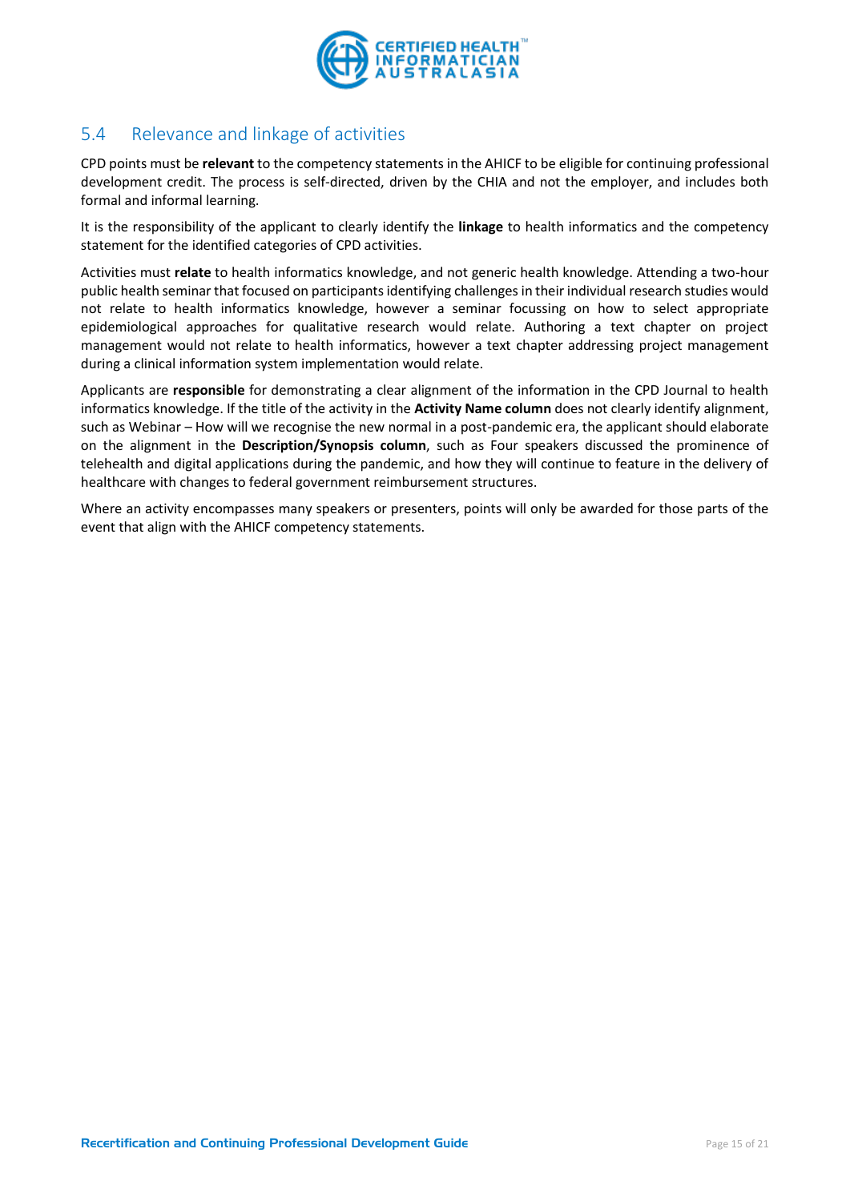## 5.4 Relevance and linkage of activities

CPD points must be **relevant** to the competency statements in the AHICF to be eligible for continuing professional development credit. The process is self-directed, driven by the CHIA and not the employer, and includes both formal and informal learning.

It is the responsibility of the applicant to clearly identify the **linkage** to health informatics and the competency statement for the identified categories of CPD activities.

Activities must **relate** to health informatics knowledge, and not generic health knowledge. Attending a two-hour public health seminar that focused on participants identifying challenges in their individual research studies would not relate to health informatics knowledge, however a seminar focussing on how to select appropriate epidemiological approaches for qualitative research would relate. Authoring a text chapter on project management would not relate to health informatics, however a text chapter addressing project management during a clinical information system implementation would relate.

Applicants are **responsible** for demonstrating a clear alignment of the information in the CPD Journal to health informatics knowledge. If the title of the activity in the **Activity Name column** does not clearly identify alignment, such as Webinar – How will we recognise the new normal in a post-pandemic era, the applicant should elaborate on the alignment in the **Description/Synopsis column**, such as Four speakers discussed the prominence of telehealth and digital applications during the pandemic, and how they will continue to feature in the delivery of healthcare with changes to federal government reimbursement structures.

Where an activity encompasses many speakers or presenters, points will only be awarded for those parts of the event that align with the AHICF competency statements.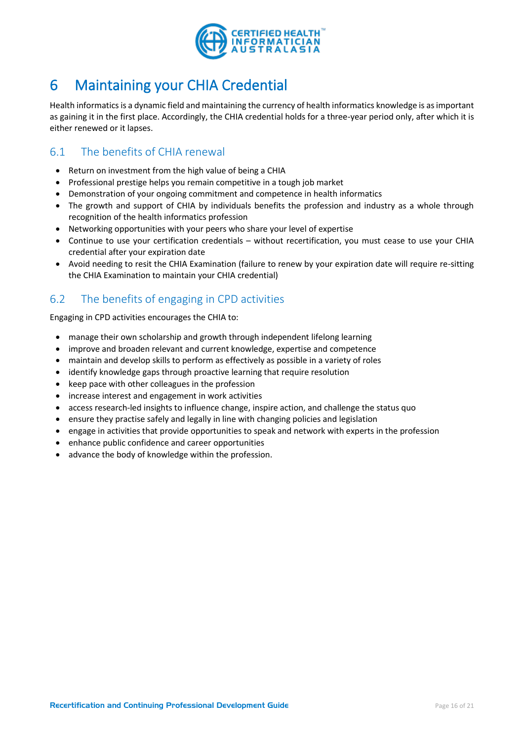# 6 Maintaining your CHIA Credential

Health informatics is a dynamic field and maintaining the currency of health informatics knowledge is as important as gaining it in the first place. Accordingly, the CHIA credential holds for a three-year period only, after which it is either renewed or it lapses.

## 6.1 The benefits of CHIA renewal

- Return on investment from the high value of being a CHIA
- Professional prestige helps you remain competitive in a tough job market
- Demonstration of your ongoing commitment and competence in health informatics
- The growth and support of CHIA by individuals benefits the profession and industry as a whole through recognition of the health informatics profession
- Networking opportunities with your peers who share your level of expertise
- Continue to use your certification credentials – without recertification, you must cease to use your CHIA credential after your expiration date
- Avoid needing to resit the CHIA Examination (failure to renew by your expiration date will require re-sitting the CHIA Examination to maintain your CHIA credential)

## 6.2 The benefits of engaging in CPD activities

Engaging in CPD activities encourages the CHIA to:

- manage their own scholarship and growth through independent lifelong learning
- improve and broaden relevant and current knowledge, expertise and competence
- maintain and develop skills to perform as effectively as possible in a variety of roles
- identify knowledge gaps through proactive learning that require resolution
- keep pace with other colleagues in the profession
- increase interest and engagement in work activities
- access research-led insights to influence change, inspire action, and challenge the status quo
- ensure they practise safely and legally in line with changing policies and legislation
- engage in activities that provide opportunities to speak and network with experts in the profession
- enhance public confidence and career opportunities
- advance the body of knowledge within the profession.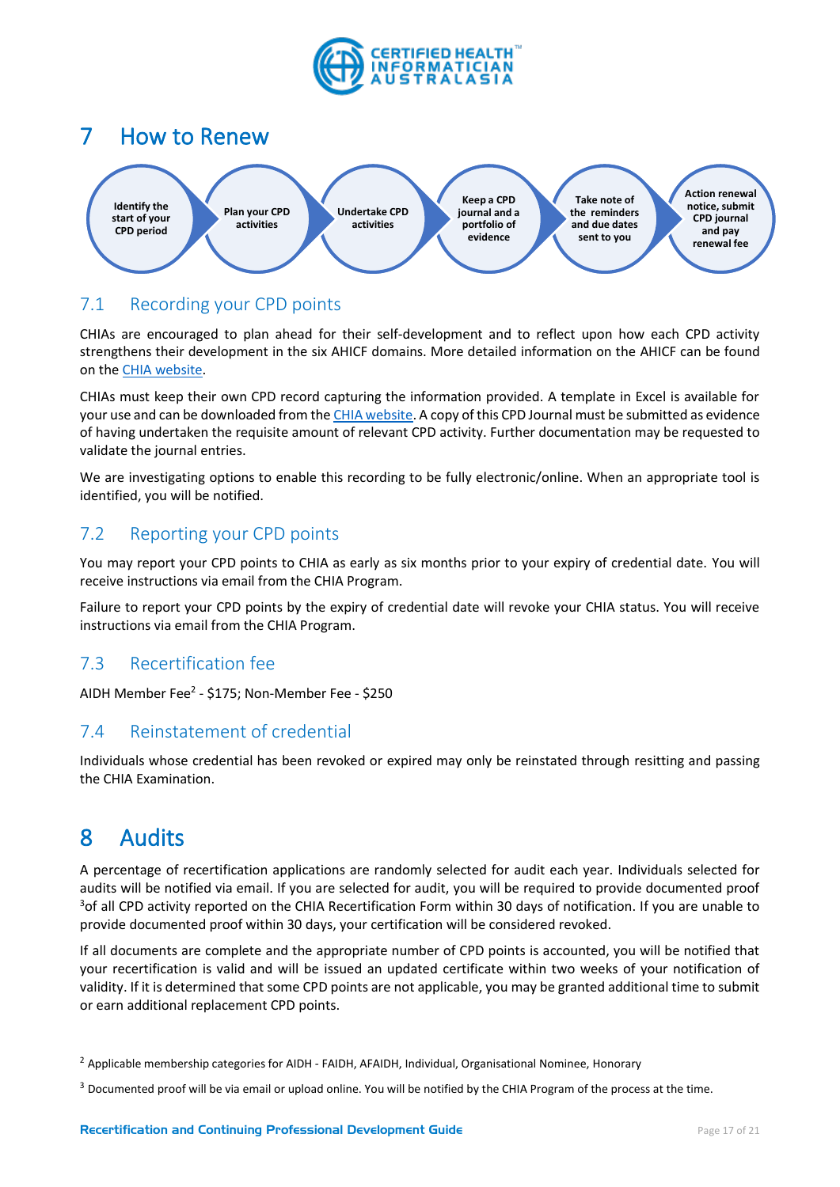# 7 How to Renew

Identify the start of your CPD period → Plan your CPD activities → Undertake CPD activities → Keep a CPD journal and a portfolio of evidence → Take note of the reminders and due dates sent to you → Action renewal notice, submit CPD journal and pay renewal fee

## 7.1 Recording your CPD points

CHIAs are encouraged to plan ahead for their self-development and to reflect upon how each CPD activity strengthens their development in the six AHICF domains. More detailed information on the AHICF can be found on the CHIA website.

CHIAs must keep their own CPD record capturing the information provided. A template in Excel is available for your use and can be downloaded from the CHIA website. A copy of this CPD Journal must be submitted as evidence of having undertaken the requisite amount of relevant CPD activity. Further documentation may be requested to validate the journal entries.

We are investigating options to enable this recording to be fully electronic/online. When an appropriate tool is identified, you will be notified.

## 7.2 Reporting your CPD points

You may report your CPD points to CHIA as early as six months prior to your expiry of credential date. You will receive instructions via email from the CHIA Program.

Failure to report your CPD points by the expiry of credential date will revoke your CHIA status. You will receive instructions via email from the CHIA Program.

## 7.3 Recertification fee

AIDH Member Fee[2] - $175; Non-Member Fee - $250

## 7.4 Reinstatement of credential

Individuals whose credential has been revoked or expired may only be reinstated through resitting and passing the CHIA Examination.

# 8 Audits

A percentage of recertification applications are randomly selected for audit each year. Individuals selected for audits will be notified via email. If you are selected for audit, you will be required to provide documented proof [3]of all CPD activity reported on the CHIA Recertification Form within 30 days of notification. If you are unable to provide documented proof within 30 days, your certification will be considered revoked.

If all documents are complete and the appropriate number of CPD points is accounted, you will be notified that your recertification is valid and will be issued an updated certificate within two weeks of your notification of validity. If it is determined that some CPD points are not applicable, you may be granted additional time to submit or earn additional replacement CPD points.

---

[2] Applicable membership categories for AIDH - FAIDH, AFAIDH, Individual, Organisational Nominee, Honorary

[3] Documented proof will be via email or upload online. You will be notified by the CHIA Program of the process at the time.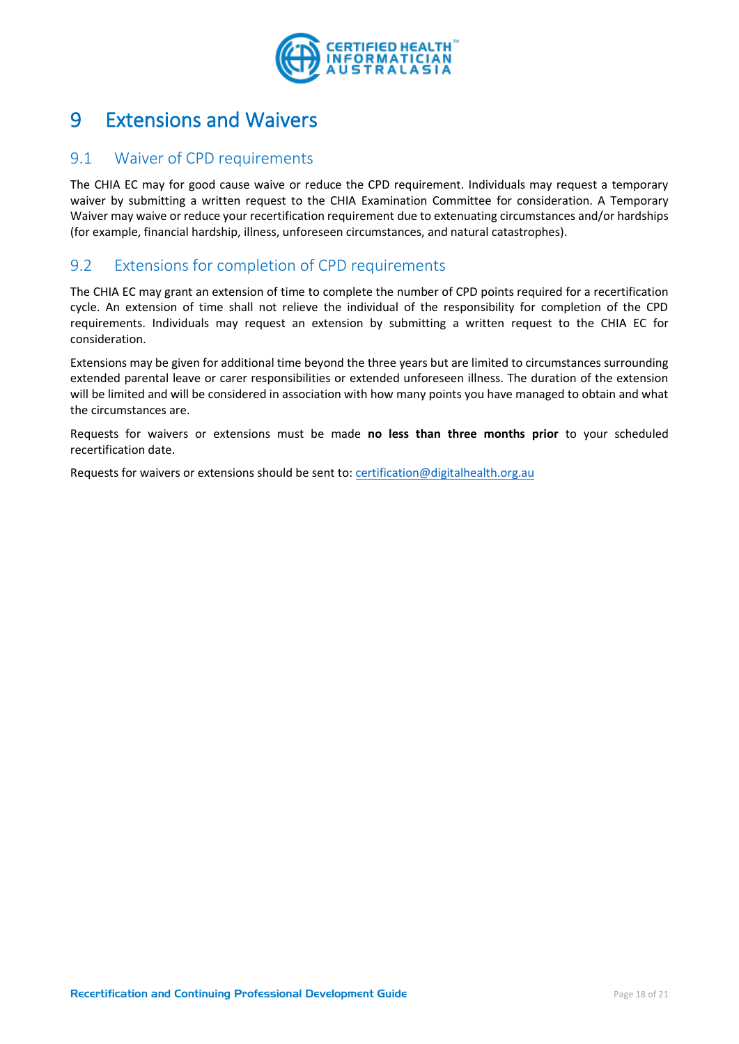# 9 Extensions and Waivers

## 9.1 Waiver of CPD requirements

The CHIA EC may for good cause waive or reduce the CPD requirement. Individuals may request a temporary waiver by submitting a written request to the CHIA Examination Committee for consideration. A Temporary Waiver may waive or reduce your recertification requirement due to extenuating circumstances and/or hardships (for example, financial hardship, illness, unforeseen circumstances, and natural catastrophes).

## 9.2 Extensions for completion of CPD requirements

The CHIA EC may grant an extension of time to complete the number of CPD points required for a recertification cycle. An extension of time shall not relieve the individual of the responsibility for completion of the CPD requirements. Individuals may request an extension by submitting a written request to the CHIA EC for consideration.

Extensions may be given for additional time beyond the three years but are limited to circumstances surrounding extended parental leave or carer responsibilities or extended unforeseen illness. The duration of the extension will be limited and will be considered in association with how many points you have managed to obtain and what the circumstances are.

Requests for waivers or extensions must be made **no less than three months prior** to your scheduled recertification date.

Requests for waivers or extensions should be sent to: certification@digitalhealth.org.au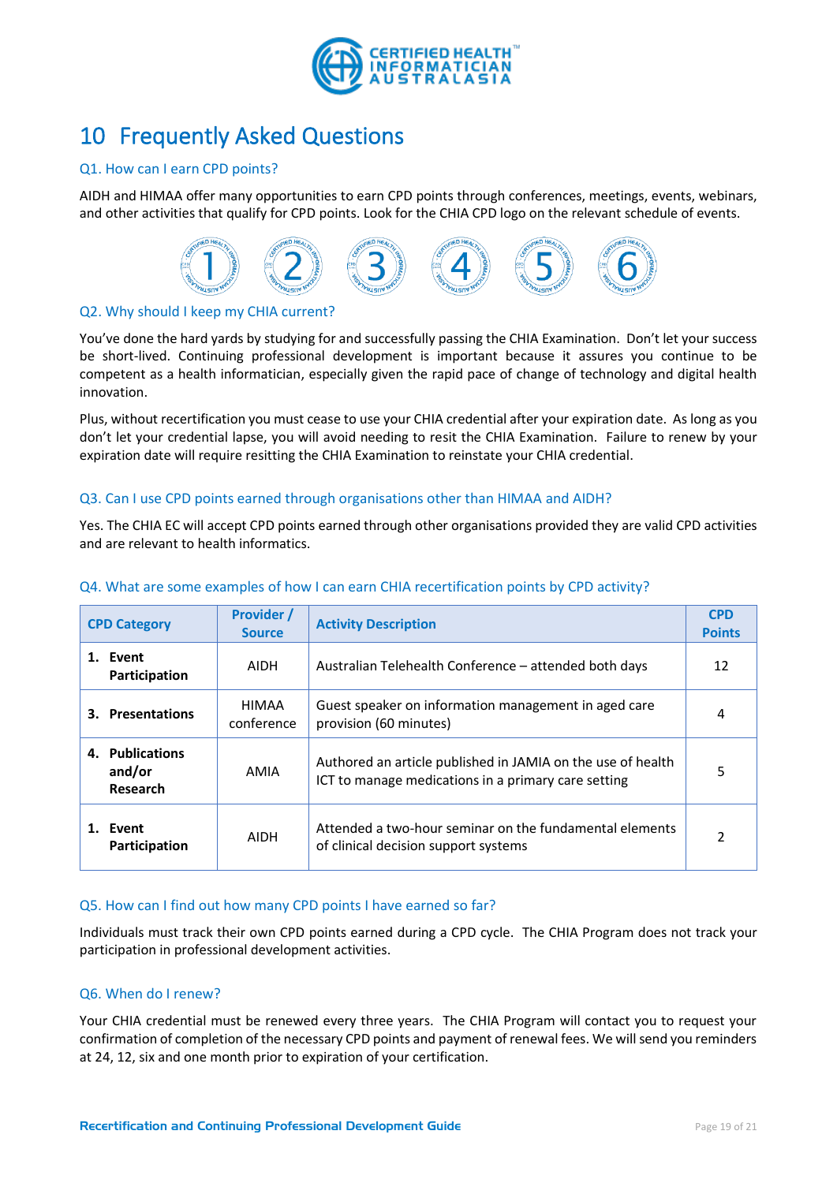# 10 Frequently Asked Questions

### Q1. How can I earn CPD points?

AIDH and HIMAA offer many opportunities to earn CPD points through conferences, meetings, events, webinars, and other activities that qualify for CPD points. Look for the CHIA CPD logo on the relevant schedule of events.

### Q2. Why should I keep my CHIA current?

You've done the hard yards by studying for and successfully passing the CHIA Examination. Don't let your success be short-lived. Continuing professional development is important because it assures you continue to be competent as a health informatician, especially given the rapid pace of change of technology and digital health innovation.

Plus, without recertification you must cease to use your CHIA credential after your expiration date. As long as you don't let your credential lapse, you will avoid needing to resit the CHIA Examination. Failure to renew by your expiration date will require resitting the CHIA Examination to reinstate your CHIA credential.

### Q3. Can I use CPD points earned through organisations other than HIMAA and AIDH?

Yes. The CHIA EC will accept CPD points earned through other organisations provided they are valid CPD activities and are relevant to health informatics.

### Q4. What are some examples of how I can earn CHIA recertification points by CPD activity?

| CPD Category | Provider / Source | Activity Description | CPD Points |
|---|---|---|---|
| **1. Event Participation** | AIDH | Australian Telehealth Conference – attended both days | 12 |
| **3. Presentations** | HIMAA conference | Guest speaker on information management in aged care provision (60 minutes) | 4 |
| **4. Publications and/or Research** | AMIA | Authored an article published in JAMIA on the use of health ICT to manage medications in a primary care setting | 5 |
| **1. Event Participation** | AIDH | Attended a two-hour seminar on the fundamental elements of clinical decision support systems | 2 |

### Q5. How can I find out how many CPD points I have earned so far?

Individuals must track their own CPD points earned during a CPD cycle. The CHIA Program does not track your participation in professional development activities.

### Q6. When do I renew?

Your CHIA credential must be renewed every three years. The CHIA Program will contact you to request your confirmation of completion of the necessary CPD points and payment of renewal fees. We will send you reminders at 24, 12, six and one month prior to expiration of your certification.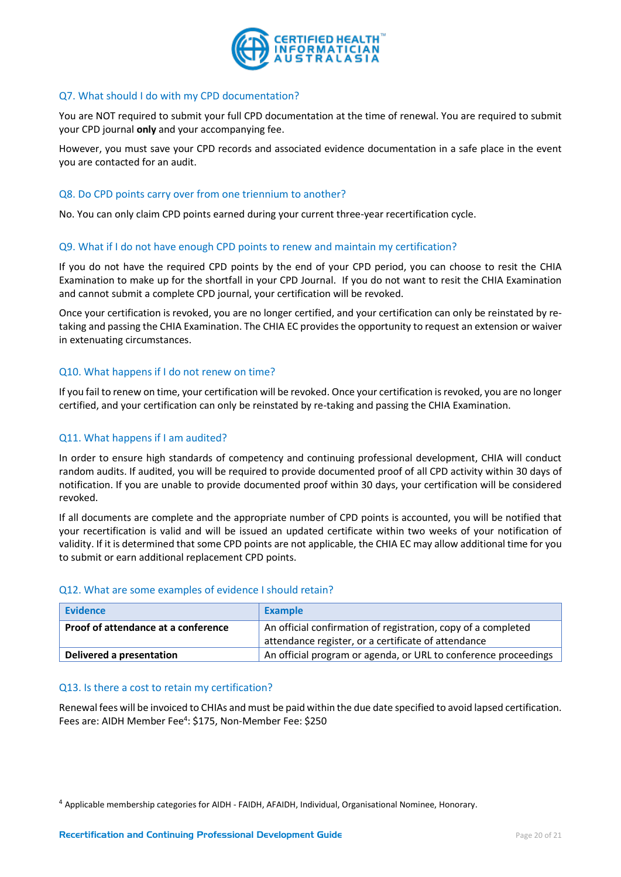## Q7. What should I do with my CPD documentation?

You are NOT required to submit your full CPD documentation at the time of renewal. You are required to submit your CPD journal **only** and your accompanying fee.

However, you must save your CPD records and associated evidence documentation in a safe place in the event you are contacted for an audit.

## Q8. Do CPD points carry over from one triennium to another?

No. You can only claim CPD points earned during your current three-year recertification cycle.

## Q9. What if I do not have enough CPD points to renew and maintain my certification?

If you do not have the required CPD points by the end of your CPD period, you can choose to resit the CHIA Examination to make up for the shortfall in your CPD Journal. If you do not want to resit the CHIA Examination and cannot submit a complete CPD journal, your certification will be revoked.

Once your certification is revoked, you are no longer certified, and your certification can only be reinstated by re-taking and passing the CHIA Examination. The CHIA EC provides the opportunity to request an extension or waiver in extenuating circumstances.

## Q10. What happens if I do not renew on time?

If you fail to renew on time, your certification will be revoked. Once your certification is revoked, you are no longer certified, and your certification can only be reinstated by re-taking and passing the CHIA Examination.

## Q11. What happens if I am audited?

In order to ensure high standards of competency and continuing professional development, CHIA will conduct random audits. If audited, you will be required to provide documented proof of all CPD activity within 30 days of notification. If you are unable to provide documented proof within 30 days, your certification will be considered revoked.

If all documents are complete and the appropriate number of CPD points is accounted, you will be notified that your recertification is valid and will be issued an updated certificate within two weeks of your notification of validity. If it is determined that some CPD points are not applicable, the CHIA EC may allow additional time for you to submit or earn additional replacement CPD points.

## Q12. What are some examples of evidence I should retain?

| Evidence | Example |
|---|---|
| **Proof of attendance at a conference** | An official confirmation of registration, copy of a completed attendance register, or a certificate of attendance |
| **Delivered a presentation** | An official program or agenda, or URL to conference proceedings |

## Q13. Is there a cost to retain my certification?

Renewal fees will be invoiced to CHIAs and must be paid within the due date specified to avoid lapsed certification. Fees are: AIDH Member Fee[4]: $175, Non-Member Fee: $250

[4] Applicable membership categories for AIDH - FAIDH, AFAIDH, Individual, Organisational Nominee, Honorary.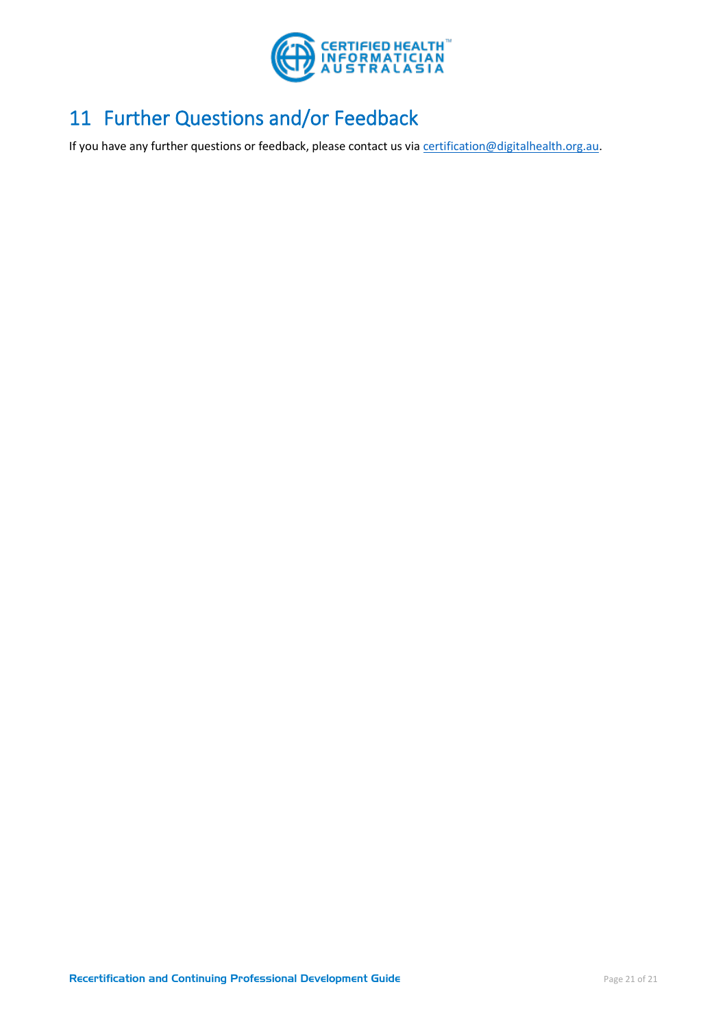# 11 Further Questions and/or Feedback

If you have any further questions or feedback, please contact us via certification@digitalhealth.org.au.